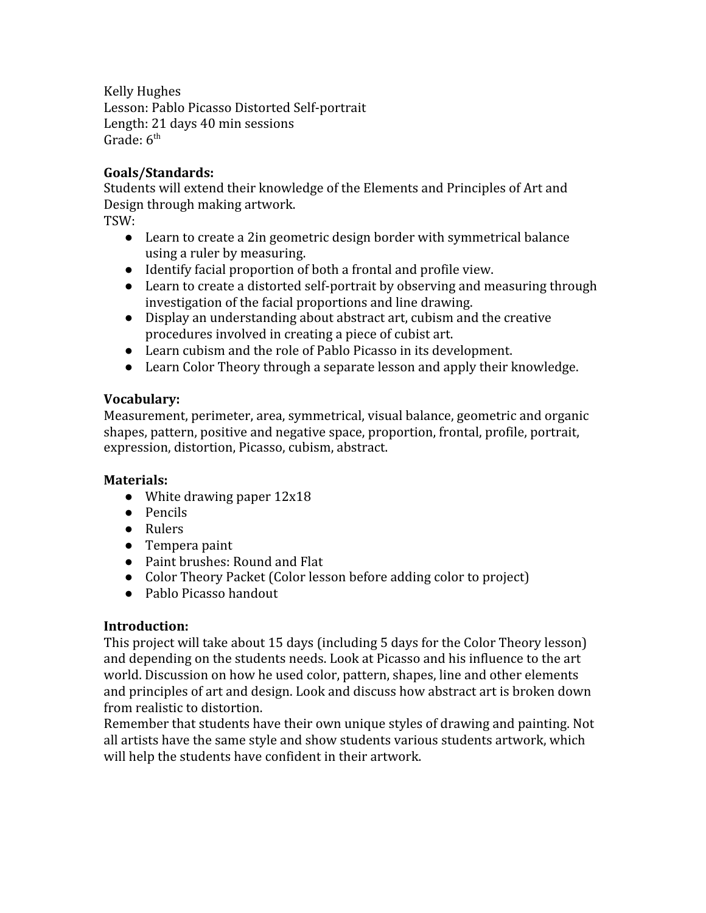Kelly Hughes
Lesson: Pablo Picasso Distorted Self-portrait
Length: 21 days 40 min sessions
Grade: 6th

**Goals/Standards:**
Students will extend their knowledge of the Elements and Principles of Art and Design through making artwork.
TSW:

- Learn to create a 2in geometric design border with symmetrical balance using a ruler by measuring.
- Identify facial proportion of both a frontal and profile view.
- Learn to create a distorted self-portrait by observing and measuring through investigation of the facial proportions and line drawing.
- Display an understanding about abstract art, cubism and the creative procedures involved in creating a piece of cubist art.
- Learn cubism and the role of Pablo Picasso in its development.
- Learn Color Theory through a separate lesson and apply their knowledge.

**Vocabulary:**
Measurement, perimeter, area, symmetrical, visual balance, geometric and organic shapes, pattern, positive and negative space, proportion, frontal, profile, portrait, expression, distortion, Picasso, cubism, abstract.

**Materials:**

- White drawing paper 12x18
- Pencils
- Rulers
- Tempera paint
- Paint brushes: Round and Flat
- Color Theory Packet (Color lesson before adding color to project)
- Pablo Picasso handout

**Introduction:**
This project will take about 15 days (including 5 days for the Color Theory lesson) and depending on the students needs. Look at Picasso and his influence to the art world. Discussion on how he used color, pattern, shapes, line and other elements and principles of art and design. Look and discuss how abstract art is broken down from realistic to distortion.
Remember that students have their own unique styles of drawing and painting. Not all artists have the same style and show students various students artwork, which will help the students have confident in their artwork.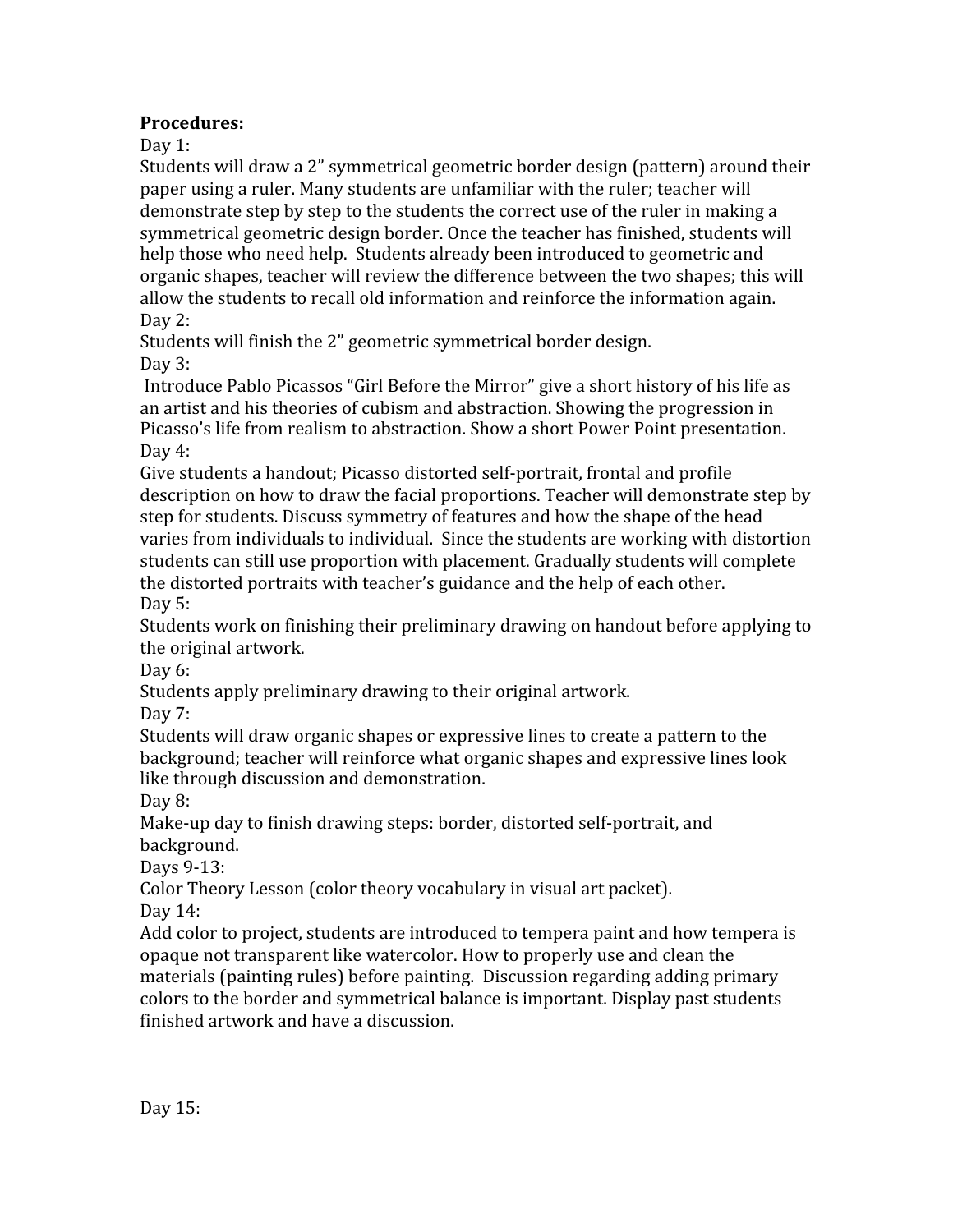**Procedures:**

Day 1:
Students will draw a 2" symmetrical geometric border design (pattern) around their paper using a ruler. Many students are unfamiliar with the ruler; teacher will demonstrate step by step to the students the correct use of the ruler in making a symmetrical geometric design border. Once the teacher has finished, students will help those who need help. Students already been introduced to geometric and organic shapes, teacher will review the difference between the two shapes; this will allow the students to recall old information and reinforce the information again.

Day 2:
Students will finish the 2" geometric symmetrical border design.

Day 3:
Introduce Pablo Picassos "Girl Before the Mirror" give a short history of his life as an artist and his theories of cubism and abstraction. Showing the progression in Picasso's life from realism to abstraction. Show a short Power Point presentation.

Day 4:
Give students a handout; Picasso distorted self-portrait, frontal and profile description on how to draw the facial proportions. Teacher will demonstrate step by step for students. Discuss symmetry of features and how the shape of the head varies from individuals to individual. Since the students are working with distortion students can still use proportion with placement. Gradually students will complete the distorted portraits with teacher's guidance and the help of each other.

Day 5:
Students work on finishing their preliminary drawing on handout before applying to the original artwork.

Day 6:
Students apply preliminary drawing to their original artwork.

Day 7:
Students will draw organic shapes or expressive lines to create a pattern to the background; teacher will reinforce what organic shapes and expressive lines look like through discussion and demonstration.

Day 8:
Make-up day to finish drawing steps: border, distorted self-portrait, and background.

Days 9-13:
Color Theory Lesson (color theory vocabulary in visual art packet).

Day 14:
Add color to project, students are introduced to tempera paint and how tempera is opaque not transparent like watercolor. How to properly use and clean the materials (painting rules) before painting. Discussion regarding adding primary colors to the border and symmetrical balance is important. Display past students finished artwork and have a discussion.

Day 15: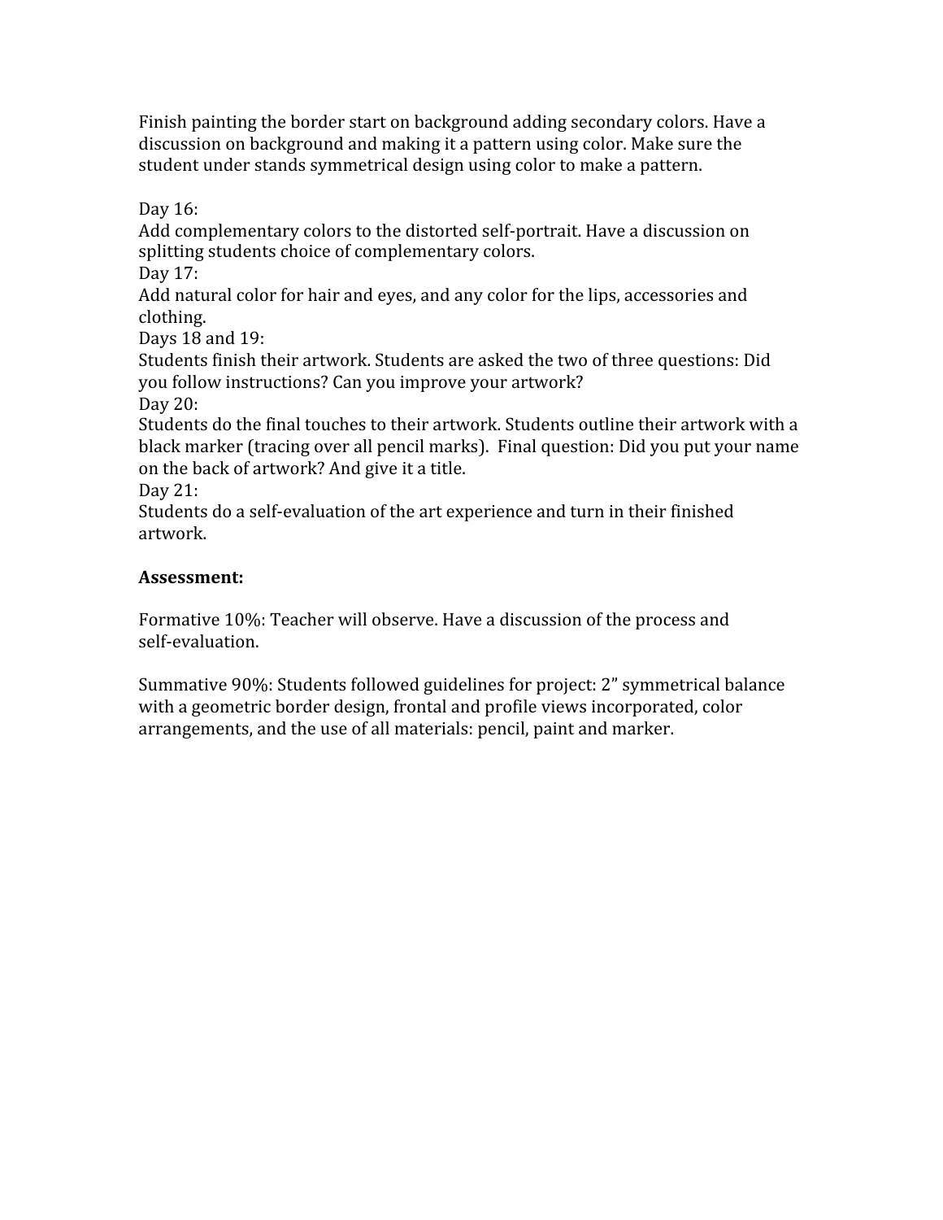Finish painting the border start on background adding secondary colors. Have a discussion on background and making it a pattern using color. Make sure the student under stands symmetrical design using color to make a pattern.

Day 16:
Add complementary colors to the distorted self-portrait. Have a discussion on splitting students choice of complementary colors.
Day 17:
Add natural color for hair and eyes, and any color for the lips, accessories and clothing.
Days 18 and 19:
Students finish their artwork. Students are asked the two of three questions: Did you follow instructions? Can you improve your artwork?
Day 20:
Students do the final touches to their artwork. Students outline their artwork with a black marker (tracing over all pencil marks). Final question: Did you put your name on the back of artwork? And give it a title.
Day 21:
Students do a self-evaluation of the art experience and turn in their finished artwork.

**Assessment:**

Formative 10%: Teacher will observe. Have a discussion of the process and self-evaluation.

Summative 90%: Students followed guidelines for project: 2" symmetrical balance with a geometric border design, frontal and profile views incorporated, color arrangements, and the use of all materials: pencil, paint and marker.